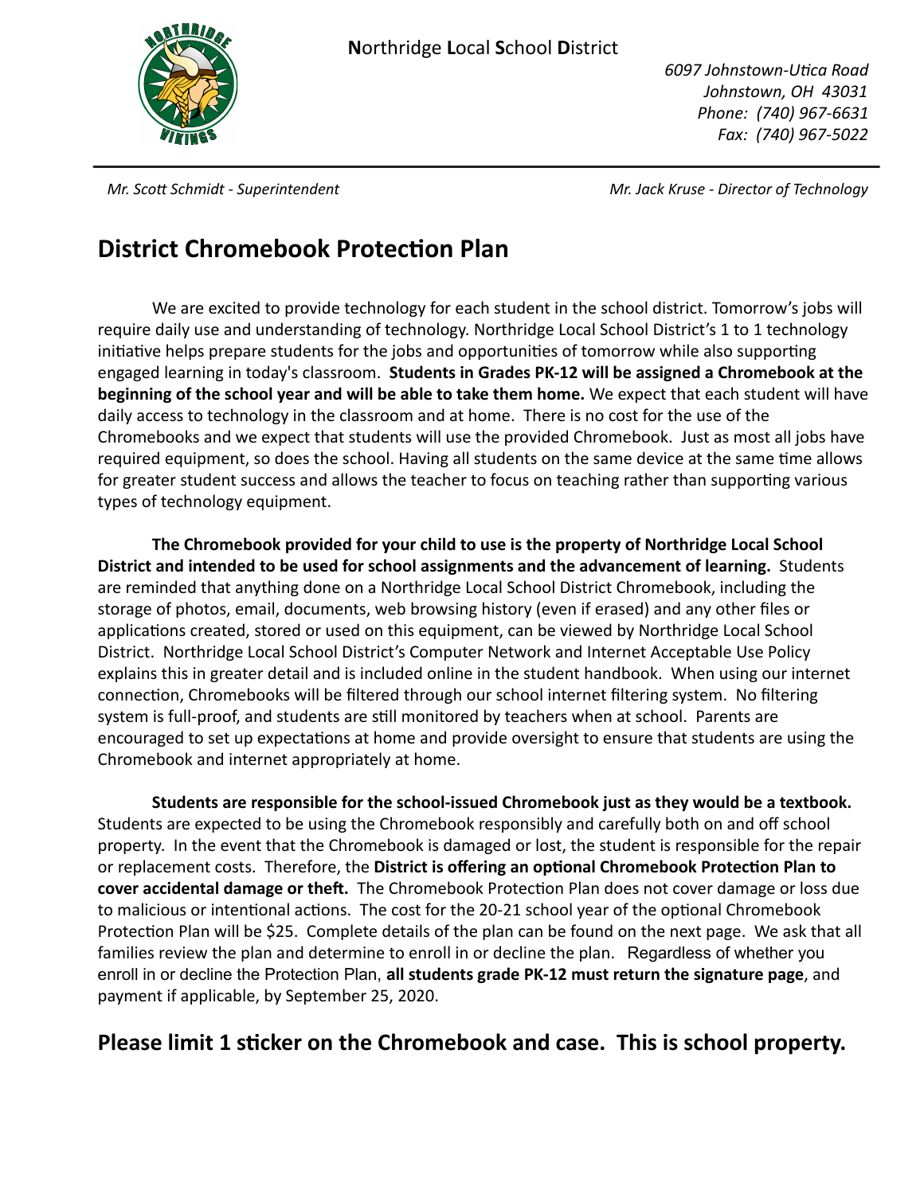**N**orthridge **L**ocal **S**chool **D**istrict

*6097 Johnstown-Utica Road*
*Johnstown, OH 43031*
*Phone: (740) 967-6631*
*Fax: (740) 967-5022*

*Mr. Scott Schmidt - Superintendent* | *Mr. Jack Kruse - Director of Technology*

# District Chromebook Protection Plan

We are excited to provide technology for each student in the school district. Tomorrow's jobs will require daily use and understanding of technology. Northridge Local School District's 1 to 1 technology initiative helps prepare students for the jobs and opportunities of tomorrow while also supporting engaged learning in today's classroom. **Students in Grades PK-12 will be assigned a Chromebook at the beginning of the school year and will be able to take them home.** We expect that each student will have daily access to technology in the classroom and at home. There is no cost for the use of the Chromebooks and we expect that students will use the provided Chromebook. Just as most all jobs have required equipment, so does the school. Having all students on the same device at the same time allows for greater student success and allows the teacher to focus on teaching rather than supporting various types of technology equipment.

**The Chromebook provided for your child to use is the property of Northridge Local School District and intended to be used for school assignments and the advancement of learning.** Students are reminded that anything done on a Northridge Local School District Chromebook, including the storage of photos, email, documents, web browsing history (even if erased) and any other files or applications created, stored or used on this equipment, can be viewed by Northridge Local School District. Northridge Local School District's Computer Network and Internet Acceptable Use Policy explains this in greater detail and is included online in the student handbook. When using our internet connection, Chromebooks will be filtered through our school internet filtering system. No filtering system is full-proof, and students are still monitored by teachers when at school. Parents are encouraged to set up expectations at home and provide oversight to ensure that students are using the Chromebook and internet appropriately at home.

**Students are responsible for the school-issued Chromebook just as they would be a textbook.** Students are expected to be using the Chromebook responsibly and carefully both on and off school property. In the event that the Chromebook is damaged or lost, the student is responsible for the repair or replacement costs. Therefore, the **District is offering an optional Chromebook Protection Plan to cover accidental damage or theft.** The Chromebook Protection Plan does not cover damage or loss due to malicious or intentional actions. The cost for the 20-21 school year of the optional Chromebook Protection Plan will be $25. Complete details of the plan can be found on the next page. We ask that all families review the plan and determine to enroll in or decline the plan. Regardless of whether you enroll in or decline the Protection Plan, **all students grade PK-12 must return the signature page**, and payment if applicable, by September 25, 2020.

## Please limit 1 sticker on the Chromebook and case. This is school property.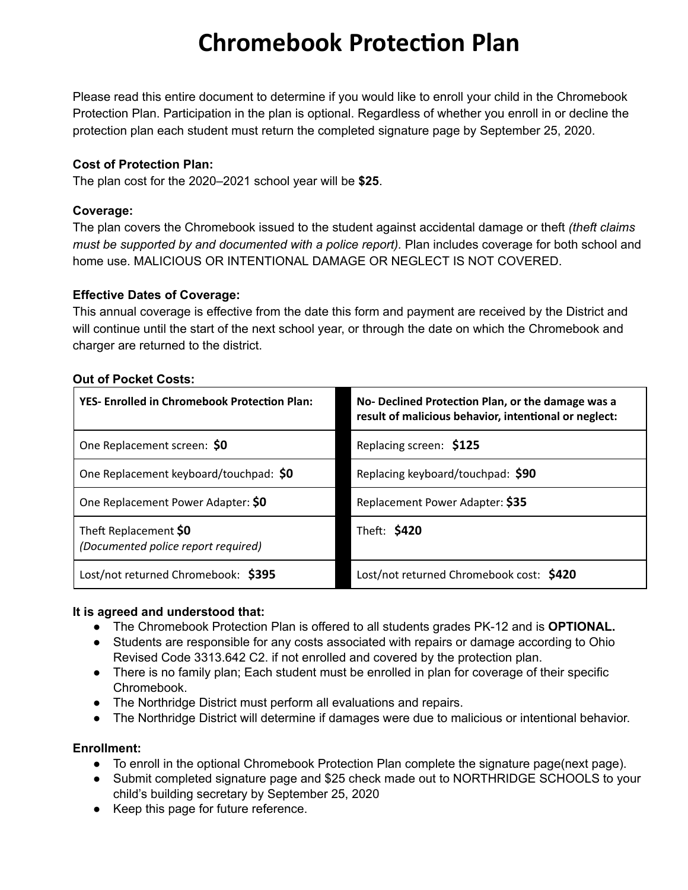# Chromebook Protection Plan

Please read this entire document to determine if you would like to enroll your child in the Chromebook Protection Plan. Participation in the plan is optional. Regardless of whether you enroll in or decline the protection plan each student must return the completed signature page by September 25, 2020.

**Cost of Protection Plan:**
The plan cost for the 2020–2021 school year will be **$25**.

**Coverage:**
The plan covers the Chromebook issued to the student against accidental damage or theft *(theft claims must be supported by and documented with a police report).* Plan includes coverage for both school and home use. MALICIOUS OR INTENTIONAL DAMAGE OR NEGLECT IS NOT COVERED.

**Effective Dates of Coverage:**
This annual coverage is effective from the date this form and payment are received by the District and will continue until the start of the next school year, or through the date on which the Chromebook and charger are returned to the district.

**Out of Pocket Costs:**

| YES- Enrolled in Chromebook Protection Plan: | No- Declined Protection Plan, or the damage was a result of malicious behavior, intentional or neglect: |
|---|---|
| One Replacement screen: **$0** | Replacing screen: **$125** |
| One Replacement keyboard/touchpad: **$0** | Replacing keyboard/touchpad: **$90** |
| One Replacement Power Adapter: **$0** | Replacement Power Adapter: **$35** |
| Theft Replacement **$0** *(Documented police report required)* | Theft: **$420** |
| Lost/not returned Chromebook: **$395** | Lost/not returned Chromebook cost: **$420** |

**It is agreed and understood that:**

- The Chromebook Protection Plan is offered to all students grades PK-12 and is **OPTIONAL.**
- Students are responsible for any costs associated with repairs or damage according to Ohio Revised Code 3313.642 C2. if not enrolled and covered by the protection plan.
- There is no family plan; Each student must be enrolled in plan for coverage of their specific Chromebook.
- The Northridge District must perform all evaluations and repairs.
- The Northridge District will determine if damages were due to malicious or intentional behavior.

**Enrollment:**

- To enroll in the optional Chromebook Protection Plan complete the signature page(next page).
- Submit completed signature page and $25 check made out to NORTHRIDGE SCHOOLS to your child's building secretary by September 25, 2020
- Keep this page for future reference.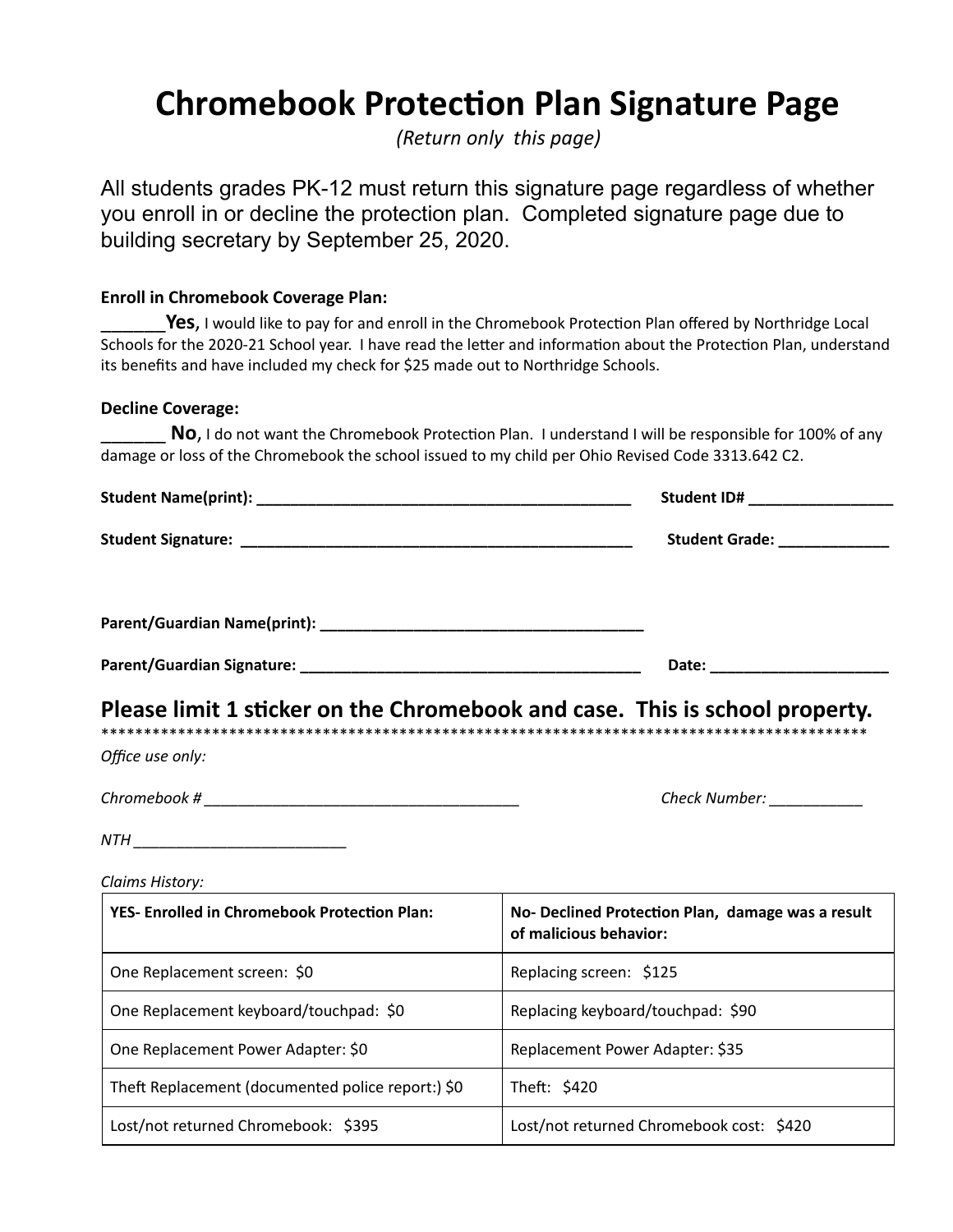# Chromebook Protection Plan Signature Page

*(Return only this page)*

All students grades PK-12 must return this signature page regardless of whether you enroll in or decline the protection plan. Completed signature page due to building secretary by September 25, 2020.

**Enroll in Chromebook Coverage Plan:**

_______**Yes**, I would like to pay for and enroll in the Chromebook Protection Plan offered by Northridge Local Schools for the 2020-21 School year. I have read the letter and information about the Protection Plan, understand its benefits and have included my check for $25 made out to Northridge Schools.

**Decline Coverage:**

_______ **No**, I do not want the Chromebook Protection Plan. I understand I will be responsible for 100% of any damage or loss of the Chromebook the school issued to my child per Ohio Revised Code 3313.642 C2.

**Student Name(print): _____________________________________________** **Student ID# _________________**

**Student Signature: _______________________________________________** **Student Grade: _____________**

**Parent/Guardian Name(print): _______________________________________**

**Parent/Guardian Signature: _________________________________________** **Date: _____________________**

## Please limit 1 sticker on the Chromebook and case. This is school property.

*****************************************************************************************

*Office use only:*

*Chromebook #* ______________________________________ *Check Number:* ___________

*NTH* _________________________

*Claims History:*

| **YES- Enrolled in Chromebook Protection Plan:** | **No- Declined Protection Plan, damage was a result of malicious behavior:** |
|---|---|
| One Replacement screen: $0 | Replacing screen: $125 |
| One Replacement keyboard/touchpad: $0 | Replacing keyboard/touchpad: $90 |
| One Replacement Power Adapter: $0 | Replacement Power Adapter: $35 |
| Theft Replacement (documented police report:) $0 | Theft: $420 |
| Lost/not returned Chromebook: $395 | Lost/not returned Chromebook cost: $420 |